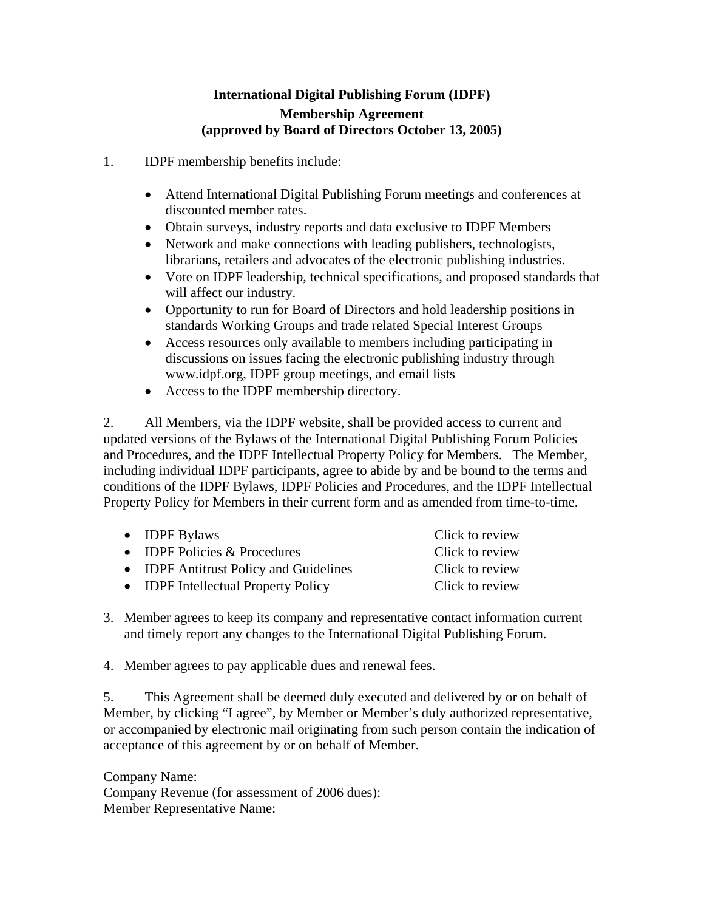**International Digital Publishing Forum (IDPF)**
**Membership Agreement**
**(approved by Board of Directors October 13, 2005)**

1. IDPF membership benefits include:

    - Attend International Digital Publishing Forum meetings and conferences at discounted member rates.
    - Obtain surveys, industry reports and data exclusive to IDPF Members
    - Network and make connections with leading publishers, technologists, librarians, retailers and advocates of the electronic publishing industries.
    - Vote on IDPF leadership, technical specifications, and proposed standards that will affect our industry.
    - Opportunity to run for Board of Directors and hold leadership positions in standards Working Groups and trade related Special Interest Groups
    - Access resources only available to members including participating in discussions on issues facing the electronic publishing industry through www.idpf.org, IDPF group meetings, and email lists
    - Access to the IDPF membership directory.

2. All Members, via the IDPF website, shall be provided access to current and updated versions of the Bylaws of the International Digital Publishing Forum Policies and Procedures, and the IDPF Intellectual Property Policy for Members. The Member, including individual IDPF participants, agree to abide by and be bound to the terms and conditions of the IDPF Bylaws, IDPF Policies and Procedures, and the IDPF Intellectual Property Policy for Members in their current form and as amended from time-to-time.

    - IDPF Bylaws — Click to review
    - IDPF Policies & Procedures — Click to review
    - IDPF Antitrust Policy and Guidelines — Click to review
    - IDPF Intellectual Property Policy — Click to review

3. Member agrees to keep its company and representative contact information current and timely report any changes to the International Digital Publishing Forum.

4. Member agrees to pay applicable dues and renewal fees.

5. This Agreement shall be deemed duly executed and delivered by or on behalf of Member, by clicking "I agree", by Member or Member's duly authorized representative, or accompanied by electronic mail originating from such person contain the indication of acceptance of this agreement by or on behalf of Member.

Company Name:
Company Revenue (for assessment of 2006 dues):
Member Representative Name: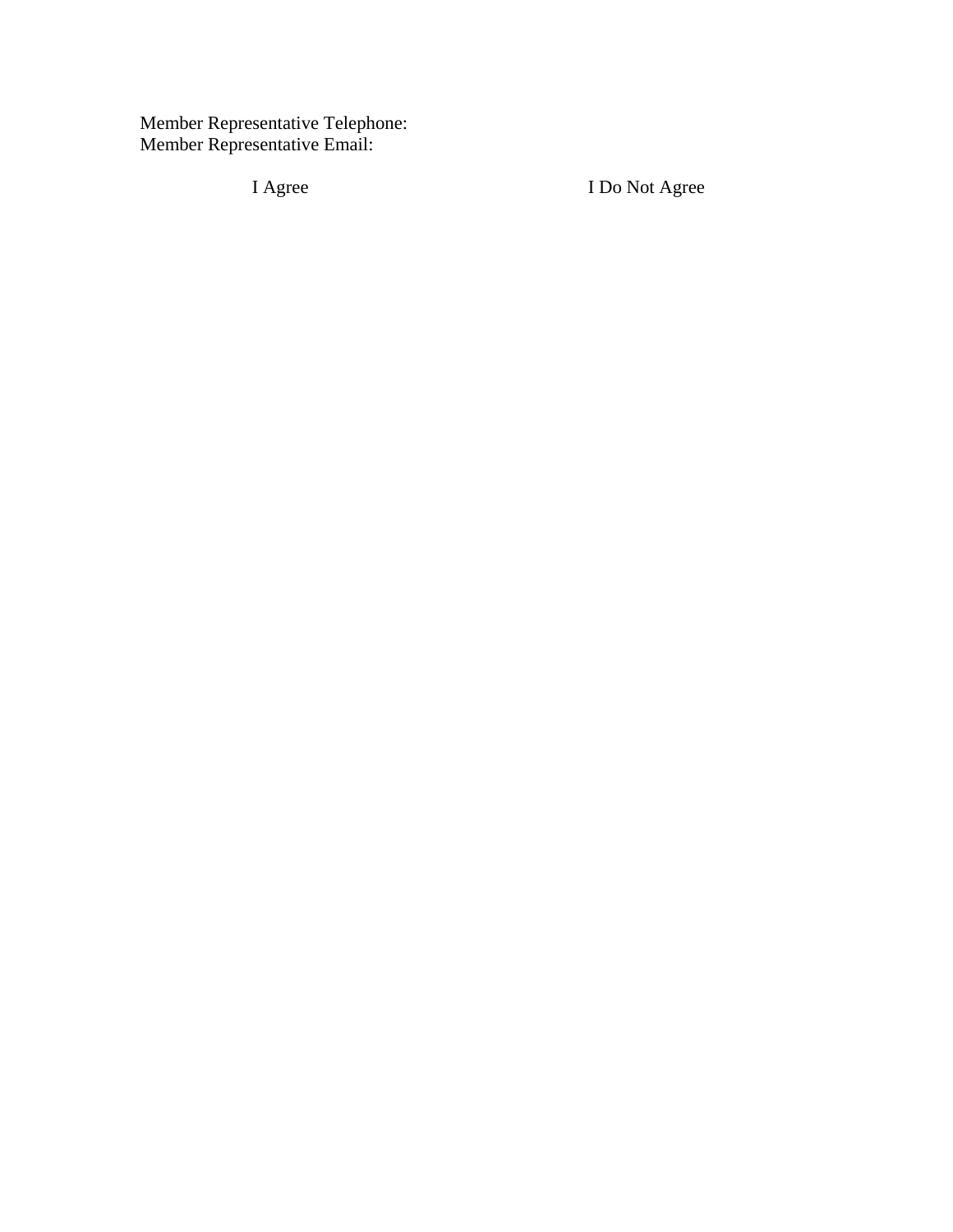Member Representative Telephone:
Member Representative Email:

I Agree                                        I Do Not Agree